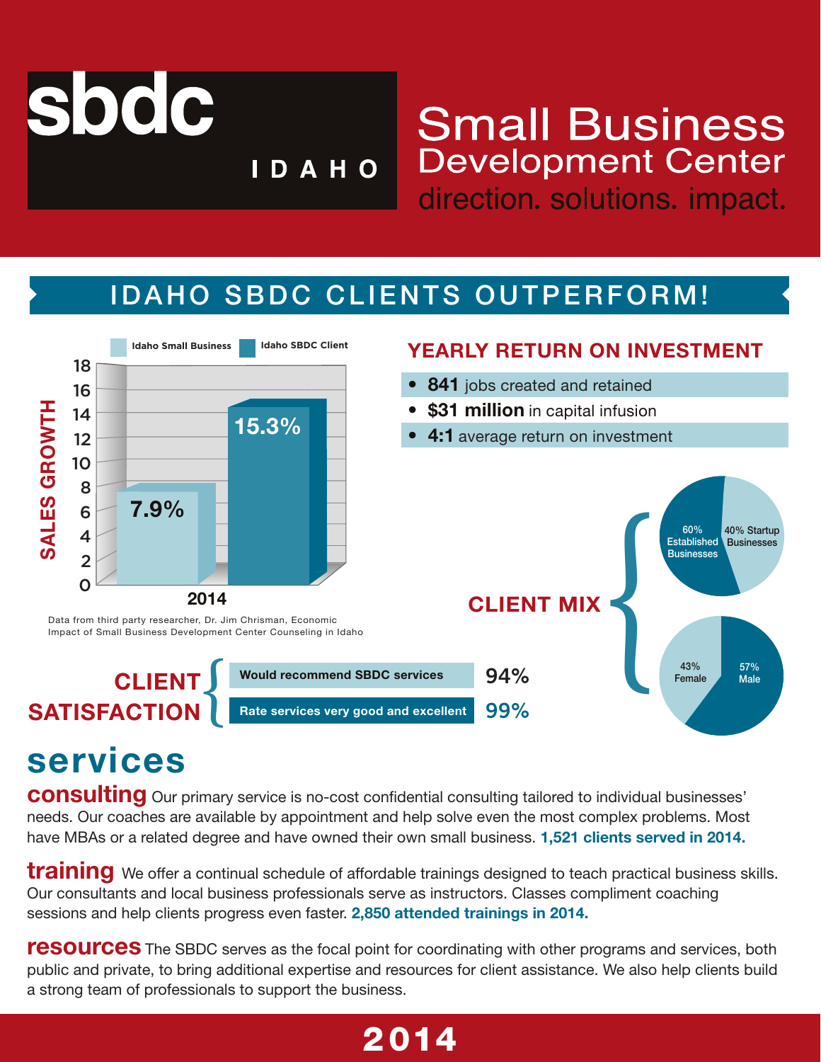# sbdc IDAHO

## Small Business Development Center

direction. solutions. impact.

## IDAHO SBDC CLIENTS OUTPERFORM!

**SALES GROWTH**

| 2014 | Idaho Small Business | Idaho SBDC Client |
|---|---|---|
| Sales Growth | 7.9% | 15.3% |

Data from third party researcher, Dr. Jim Chrisman, Economic Impact of Small Business Development Center Counseling in Idaho

### YEARLY RETURN ON INVESTMENT

- **841** jobs created and retained
- **$31 million** in capital infusion
- **4:1** average return on investment

### CLIENT MIX

- 60% Established Businesses
- 40% Startup Businesses

- 43% Female
- 57% Male

### CLIENT SATISFACTION

| | |
|---|---|
| Would recommend SBDC services | 94% |
| Rate services very good and excellent | 99% |

## services

**consulting** Our primary service is no-cost confidential consulting tailored to individual businesses' needs. Our coaches are available by appointment and help solve even the most complex problems. Most have MBAs or a related degree and have owned their own small business. **1,521 clients served in 2014.**

**training** We offer a continual schedule of affordable trainings designed to teach practical business skills. Our consultants and local business professionals serve as instructors. Classes compliment coaching sessions and help clients progress even faster. **2,850 attended trainings in 2014.**

**resources** The SBDC serves as the focal point for coordinating with other programs and services, both public and private, to bring additional expertise and resources for client assistance. We also help clients build a strong team of professionals to support the business.

**2014**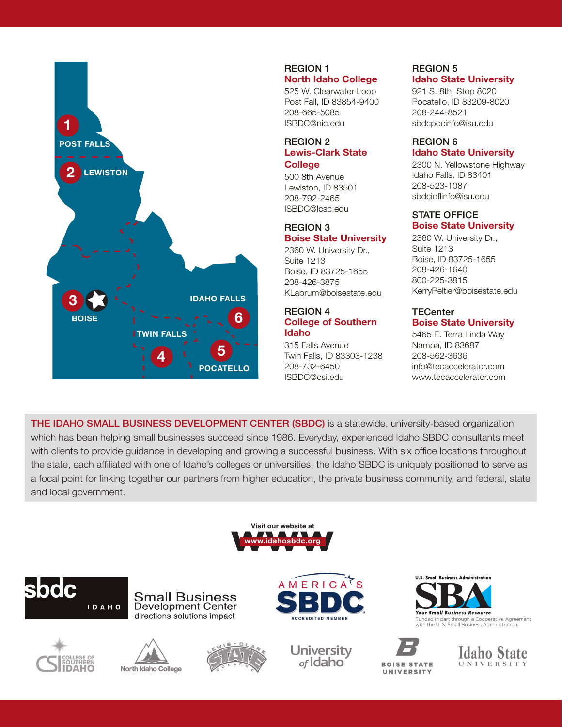POST FALLS

LEWISTON

BOISE

IDAHO FALLS

TWIN FALLS

POCATELLO

### REGION 1
**North Idaho College**
525 W. Clearwater Loop
Post Fall, ID 83854-9400
208-665-5085
ISBDC@nic.edu

### REGION 2
**Lewis-Clark State College**
500 8th Avenue
Lewiston, ID 83501
208-792-2465
ISBDC@lcsc.edu

### REGION 3
**Boise State University**
2360 W. University Dr.,
Suite 1213
Boise, ID 83725-1655
208-426-3875
KLabrum@boisestate.edu

### REGION 4
**College of Southern Idaho**
315 Falls Avenue
Twin Falls, ID 83303-1238
208-732-6450
ISBDC@csi.edu

### REGION 5
**Idaho State University**
921 S. 8th, Stop 8020
Pocatello, ID 83209-8020
208-244-8521
sbdcpocinfo@isu.edu

### REGION 6
**Idaho State University**
2300 N. Yellowstone Highway
Idaho Falls, ID 83401
208-523-1087
sbdcidflinfo@isu.edu

### STATE OFFICE
**Boise State University**
2360 W. University Dr.,
Suite 1213
Boise, ID 83725-1655
208-426-1640
800-225-3815
KerryPeltier@boisestate.edu

### TECenter
**Boise State University**
5465 E. Terra Linda Way
Nampa, ID 83687
208-562-3636
info@tecaccelerator.com
www.tecaccelerator.com

**THE IDAHO SMALL BUSINESS DEVELOPMENT CENTER (SBDC)** is a statewide, university-based organization which has been helping small businesses succeed since 1986. Everyday, experienced Idaho SBDC consultants meet with clients to provide guidance in developing and growing a successful business. With six office locations throughout the state, each affiliated with one of Idaho's colleges or universities, the Idaho SBDC is uniquely positioned to serve as a focal point for linking together our partners from higher education, the private business community, and federal, state and local government.

Visit our website at www.idahosbdc.org

sbdc IDAHO Small Business Development Center directions solutions impact

AMERICA'S SBDC ACCREDITED MEMBER

U.S. Small Business Administration SBA Your Small Business Resource
Funded in part through a Cooperative Agreement with the U. S. Small Business Administration.

College of Southern Idaho · North Idaho College · Lewis-Clark State College · University of Idaho · Boise State University · Idaho State University